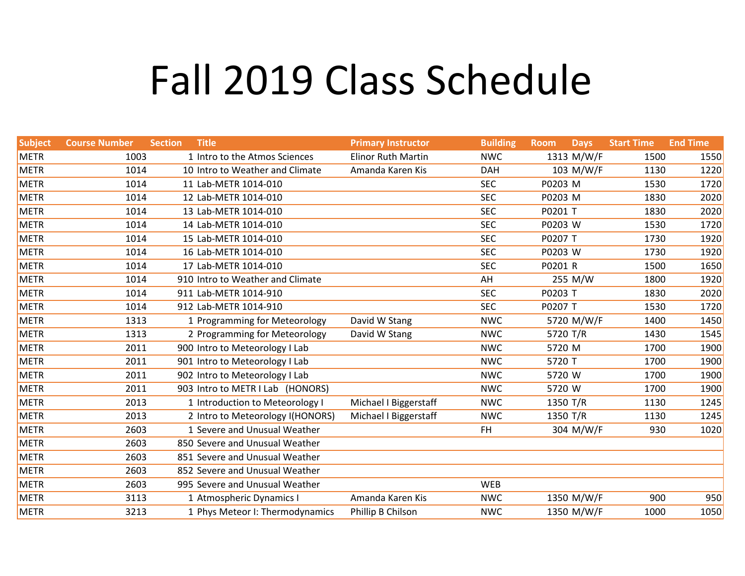# Fall 2019 Class Schedule

| Subject | Course Number | Section | Title | Primary Instructor | Building | Room | Days | Start Time | End Time |
|---|---|---|---|---|---|---|---|---|---|
| METR | 1003 | 1 | Intro to the Atmos Sciences | Elinor Ruth Martin | NWC | 1313 | M/W/F | 1500 | 1550 |
| METR | 1014 | 10 | Intro to Weather and Climate | Amanda Karen Kis | DAH | 103 | M/W/F | 1130 | 1220 |
| METR | 1014 | 11 | Lab-METR 1014-010 | | SEC | P0203 | M | 1530 | 1720 |
| METR | 1014 | 12 | Lab-METR 1014-010 | | SEC | P0203 | M | 1830 | 2020 |
| METR | 1014 | 13 | Lab-METR 1014-010 | | SEC | P0201 | T | 1830 | 2020 |
| METR | 1014 | 14 | Lab-METR 1014-010 | | SEC | P0203 | W | 1530 | 1720 |
| METR | 1014 | 15 | Lab-METR 1014-010 | | SEC | P0207 | T | 1730 | 1920 |
| METR | 1014 | 16 | Lab-METR 1014-010 | | SEC | P0203 | W | 1730 | 1920 |
| METR | 1014 | 17 | Lab-METR 1014-010 | | SEC | P0201 | R | 1500 | 1650 |
| METR | 1014 | 910 | Intro to Weather and Climate | | AH | 255 | M/W | 1800 | 1920 |
| METR | 1014 | 911 | Lab-METR 1014-910 | | SEC | P0203 | T | 1830 | 2020 |
| METR | 1014 | 912 | Lab-METR 1014-910 | | SEC | P0207 | T | 1530 | 1720 |
| METR | 1313 | 1 | Programming for Meteorology | David W Stang | NWC | 5720 | M/W/F | 1400 | 1450 |
| METR | 1313 | 2 | Programming for Meteorology | David W Stang | NWC | 5720 | T/R | 1430 | 1545 |
| METR | 2011 | 900 | Intro to Meteorology I Lab | | NWC | 5720 | M | 1700 | 1900 |
| METR | 2011 | 901 | Intro to Meteorology I Lab | | NWC | 5720 | T | 1700 | 1900 |
| METR | 2011 | 902 | Intro to Meteorology I Lab | | NWC | 5720 | W | 1700 | 1900 |
| METR | 2011 | 903 | Intro to METR I Lab (HONORS) | | NWC | 5720 | W | 1700 | 1900 |
| METR | 2013 | 1 | Introduction to Meteorology I | Michael I Biggerstaff | NWC | 1350 | T/R | 1130 | 1245 |
| METR | 2013 | 2 | Intro to Meteorology I(HONORS) | Michael I Biggerstaff | NWC | 1350 | T/R | 1130 | 1245 |
| METR | 2603 | 1 | Severe and Unusual Weather | | FH | 304 | M/W/F | 930 | 1020 |
| METR | 2603 | 850 | Severe and Unusual Weather | | | | | | |
| METR | 2603 | 851 | Severe and Unusual Weather | | | | | | |
| METR | 2603 | 852 | Severe and Unusual Weather | | | | | | |
| METR | 2603 | 995 | Severe and Unusual Weather | | WEB | | | | |
| METR | 3113 | 1 | Atmospheric Dynamics I | Amanda Karen Kis | NWC | 1350 | M/W/F | 900 | 950 |
| METR | 3213 | 1 | Phys Meteor I: Thermodynamics | Phillip B Chilson | NWC | 1350 | M/W/F | 1000 | 1050 |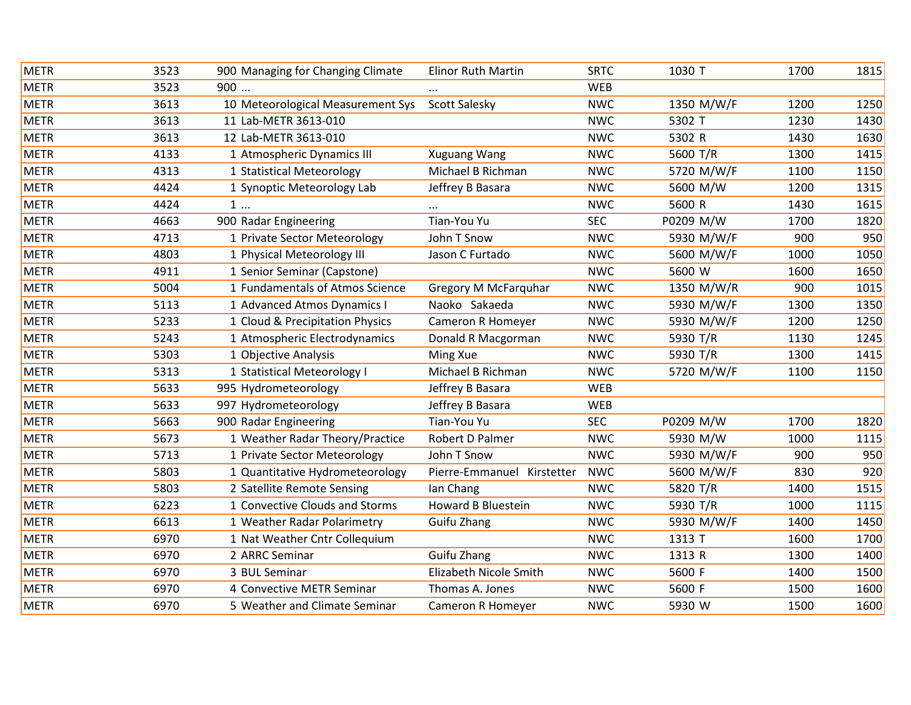| | | | | | | | | | |
|---|---|---|---|---|---|---|---|---|---|
| METR | 3523 | 900 | Managing for Changing Climate | Elinor Ruth Martin | SRTC | 1030 | T | 1700 | 1815 |
| METR | 3523 | 900 | ... | ... | WEB | | | | |
| METR | 3613 | 10 | Meteorological Measurement Sys | Scott Salesky | NWC | 1350 | M/W/F | 1200 | 1250 |
| METR | 3613 | 11 | Lab-METR 3613-010 | | NWC | 5302 | T | 1230 | 1430 |
| METR | 3613 | 12 | Lab-METR 3613-010 | | NWC | 5302 | R | 1430 | 1630 |
| METR | 4133 | 1 | Atmospheric Dynamics III | Xuguang Wang | NWC | 5600 | T/R | 1300 | 1415 |
| METR | 4313 | 1 | Statistical Meteorology | Michael B Richman | NWC | 5720 | M/W/F | 1100 | 1150 |
| METR | 4424 | 1 | Synoptic Meteorology Lab | Jeffrey B Basara | NWC | 5600 | M/W | 1200 | 1315 |
| METR | 4424 | 1 | ... | ... | NWC | 5600 | R | 1430 | 1615 |
| METR | 4663 | 900 | Radar Engineering | Tian-You Yu | SEC | P0209 | M/W | 1700 | 1820 |
| METR | 4713 | 1 | Private Sector Meteorology | John T Snow | NWC | 5930 | M/W/F | 900 | 950 |
| METR | 4803 | 1 | Physical Meteorology III | Jason C Furtado | NWC | 5600 | M/W/F | 1000 | 1050 |
| METR | 4911 | 1 | Senior Seminar (Capstone) | | NWC | 5600 | W | 1600 | 1650 |
| METR | 5004 | 1 | Fundamentals of Atmos Science | Gregory M McFarquhar | NWC | 1350 | M/W/R | 900 | 1015 |
| METR | 5113 | 1 | Advanced Atmos Dynamics I | Naoko Sakaeda | NWC | 5930 | M/W/F | 1300 | 1350 |
| METR | 5233 | 1 | Cloud & Precipitation Physics | Cameron R Homeyer | NWC | 5930 | M/W/F | 1200 | 1250 |
| METR | 5243 | 1 | Atmospheric Electrodynamics | Donald R Macgorman | NWC | 5930 | T/R | 1130 | 1245 |
| METR | 5303 | 1 | Objective Analysis | Ming Xue | NWC | 5930 | T/R | 1300 | 1415 |
| METR | 5313 | 1 | Statistical Meteorology I | Michael B Richman | NWC | 5720 | M/W/F | 1100 | 1150 |
| METR | 5633 | 995 | Hydrometeorology | Jeffrey B Basara | WEB | | | | |
| METR | 5633 | 997 | Hydrometeorology | Jeffrey B Basara | WEB | | | | |
| METR | 5663 | 900 | Radar Engineering | Tian-You Yu | SEC | P0209 | M/W | 1700 | 1820 |
| METR | 5673 | 1 | Weather Radar Theory/Practice | Robert D Palmer | NWC | 5930 | M/W | 1000 | 1115 |
| METR | 5713 | 1 | Private Sector Meteorology | John T Snow | NWC | 5930 | M/W/F | 900 | 950 |
| METR | 5803 | 1 | Quantitative Hydrometeorology | Pierre-Emmanuel Kirstetter | NWC | 5600 | M/W/F | 830 | 920 |
| METR | 5803 | 2 | Satellite Remote Sensing | Ian Chang | NWC | 5820 | T/R | 1400 | 1515 |
| METR | 6223 | 1 | Convective Clouds and Storms | Howard B Bluestein | NWC | 5930 | T/R | 1000 | 1115 |
| METR | 6613 | 1 | Weather Radar Polarimetry | Guifu Zhang | NWC | 5930 | M/W/F | 1400 | 1450 |
| METR | 6970 | 1 | Nat Weather Cntr Collequium | | NWC | 1313 | T | 1600 | 1700 |
| METR | 6970 | 2 | ARRC Seminar | Guifu Zhang | NWC | 1313 | R | 1300 | 1400 |
| METR | 6970 | 3 | BUL Seminar | Elizabeth Nicole Smith | NWC | 5600 | F | 1400 | 1500 |
| METR | 6970 | 4 | Convective METR Seminar | Thomas A. Jones | NWC | 5600 | F | 1500 | 1600 |
| METR | 6970 | 5 | Weather and Climate Seminar | Cameron R Homeyer | NWC | 5930 | W | 1500 | 1600 |